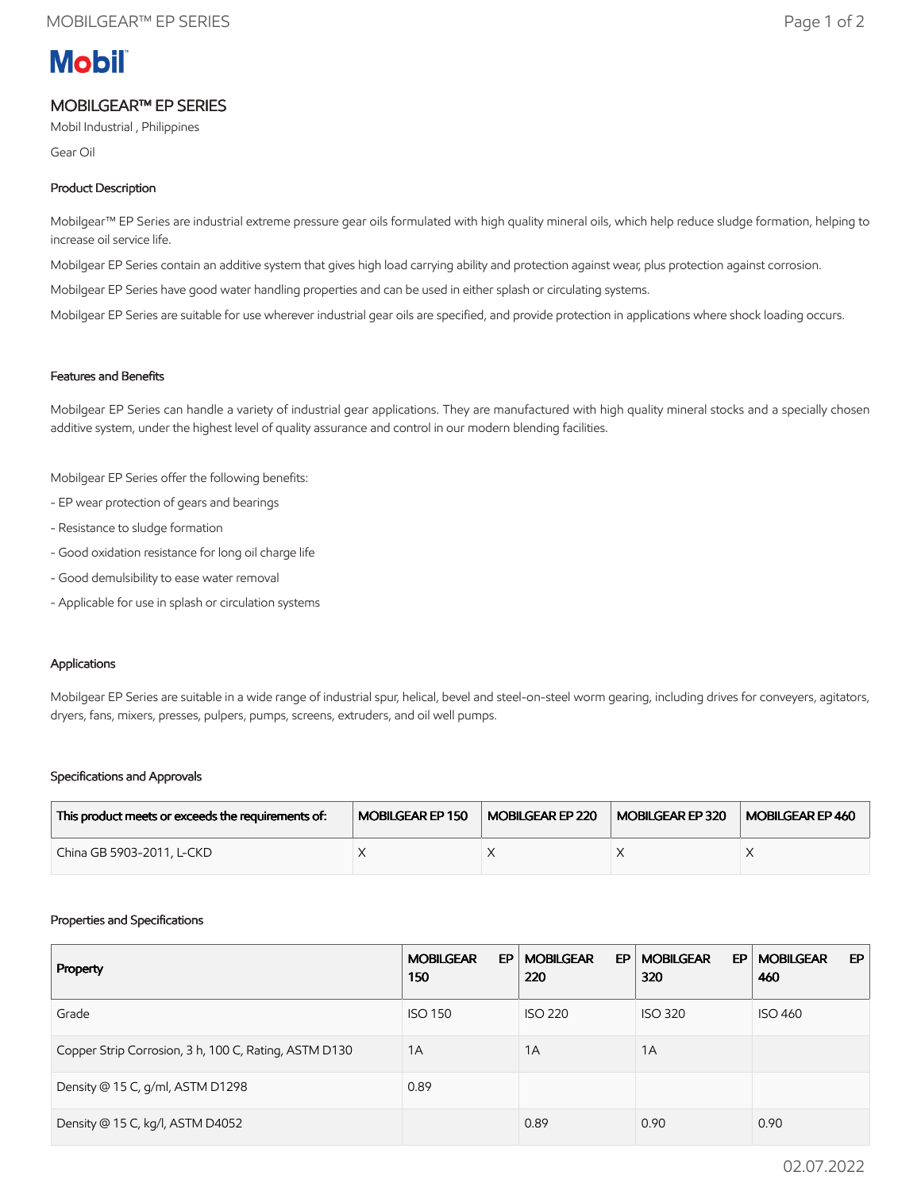# MOBILGEAR™ EP SERIES

Mobil Industrial , Philippines

Gear Oil

### Product Description

Mobilgear™ EP Series are industrial extreme pressure gear oils formulated with high quality mineral oils, which help reduce sludge formation, helping to increase oil service life.

Mobilgear EP Series contain an additive system that gives high load carrying ability and protection against wear, plus protection against corrosion.

Mobilgear EP Series have good water handling properties and can be used in either splash or circulating systems.

Mobilgear EP Series are suitable for use wherever industrial gear oils are specified, and provide protection in applications where shock loading occurs.

### Features and Benefits

Mobilgear EP Series can handle a variety of industrial gear applications. They are manufactured with high quality mineral stocks and a specially chosen additive system, under the highest level of quality assurance and control in our modern blending facilities.

Mobilgear EP Series offer the following benefits:

- EP wear protection of gears and bearings
- Resistance to sludge formation
- Good oxidation resistance for long oil charge life
- Good demulsibility to ease water removal
- Applicable for use in splash or circulation systems

### Applications

Mobilgear EP Series are suitable in a wide range of industrial spur, helical, bevel and steel-on-steel worm gearing, including drives for conveyers, agitators, dryers, fans, mixers, presses, pulpers, pumps, screens, extruders, and oil well pumps.

### Specifications and Approvals

| This product meets or exceeds the requirements of: | MOBILGEAR EP 150 | MOBILGEAR EP 220 | MOBILGEAR EP 320 | MOBILGEAR EP 460 |
|---|---|---|---|---|
| China GB 5903-2011, L-CKD | X | X | X | X |

### Properties and Specifications

| Property | MOBILGEAR EP 150 | MOBILGEAR EP 220 | MOBILGEAR EP 320 | MOBILGEAR EP 460 |
|---|---|---|---|---|
| Grade | ISO 150 | ISO 220 | ISO 320 | ISO 460 |
| Copper Strip Corrosion, 3 h, 100 C, Rating, ASTM D130 | 1A | 1A | 1A | |
| Density @ 15 C, g/ml, ASTM D1298 | 0.89 | | | |
| Density @ 15 C, kg/l, ASTM D4052 | | 0.89 | 0.90 | 0.90 |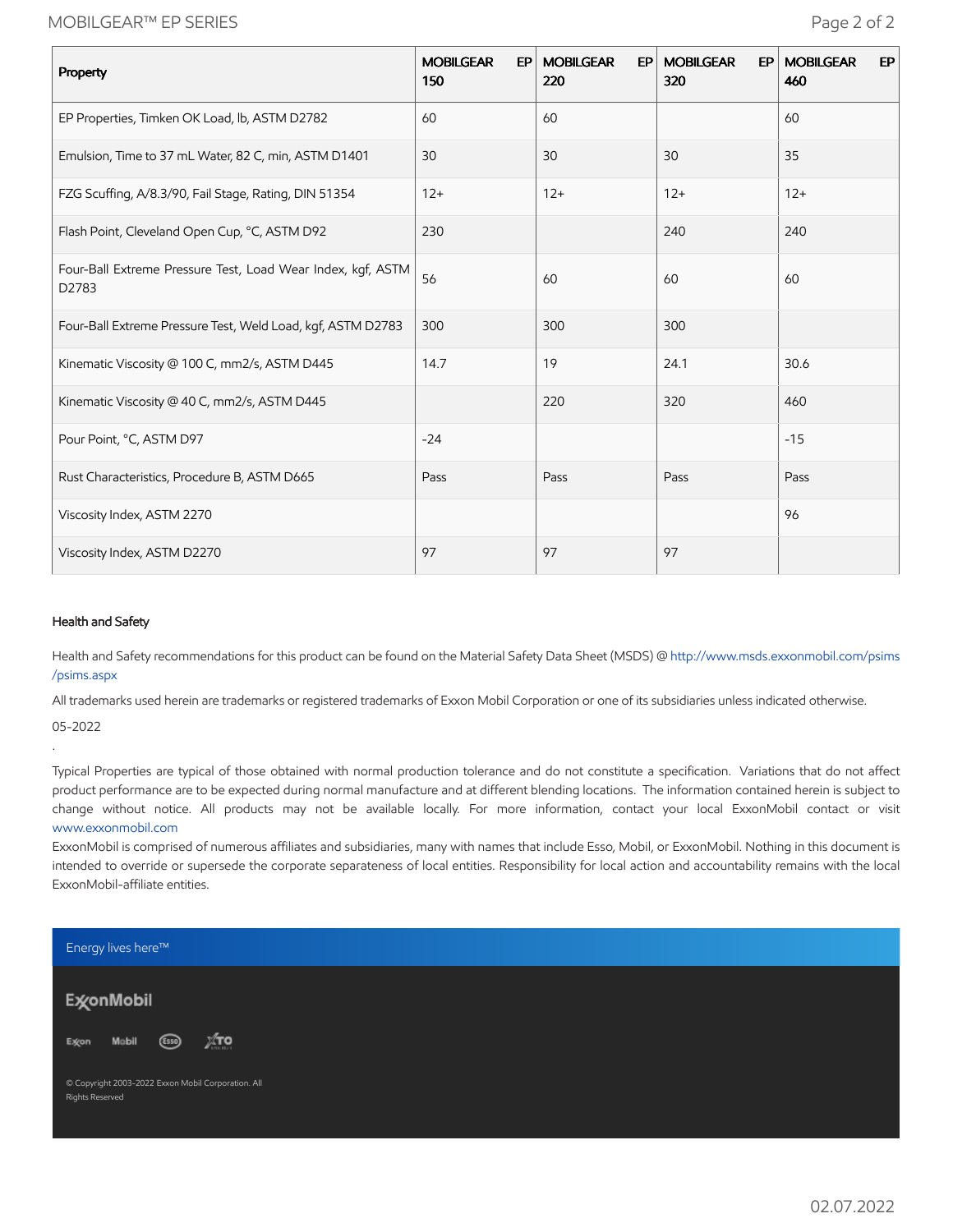| Property | MOBILGEAR EP 150 | MOBILGEAR EP 220 | MOBILGEAR EP 320 | MOBILGEAR EP 460 |
|---|---|---|---|---|
| EP Properties, Timken OK Load, lb, ASTM D2782 | 60 | 60 | | 60 |
| Emulsion, Time to 37 mL Water, 82 C, min, ASTM D1401 | 30 | 30 | 30 | 35 |
| FZG Scuffing, A/8.3/90, Fail Stage, Rating, DIN 51354 | 12+ | 12+ | 12+ | 12+ |
| Flash Point, Cleveland Open Cup, °C, ASTM D92 | 230 | | 240 | 240 |
| Four-Ball Extreme Pressure Test, Load Wear Index, kgf, ASTM D2783 | 56 | 60 | 60 | 60 |
| Four-Ball Extreme Pressure Test, Weld Load, kgf, ASTM D2783 | 300 | 300 | 300 | |
| Kinematic Viscosity @ 100 C, mm2/s, ASTM D445 | 14.7 | 19 | 24.1 | 30.6 |
| Kinematic Viscosity @ 40 C, mm2/s, ASTM D445 | | 220 | 320 | 460 |
| Pour Point, °C, ASTM D97 | -24 | | | -15 |
| Rust Characteristics, Procedure B, ASTM D665 | Pass | Pass | Pass | Pass |
| Viscosity Index, ASTM 2270 | | | | 96 |
| Viscosity Index, ASTM D2270 | 97 | 97 | 97 | |

### Health and Safety

Health and Safety recommendations for this product can be found on the Material Safety Data Sheet (MSDS) @ http://www.msds.exxonmobil.com/psims/psims.aspx

All trademarks used herein are trademarks or registered trademarks of Exxon Mobil Corporation or one of its subsidiaries unless indicated otherwise.

05-2022

.

Typical Properties are typical of those obtained with normal production tolerance and do not constitute a specification. Variations that do not affect product performance are to be expected during normal manufacture and at different blending locations. The information contained herein is subject to change without notice. All products may not be available locally. For more information, contact your local ExxonMobil contact or visit www.exxonmobil.com

ExxonMobil is comprised of numerous affiliates and subsidiaries, many with names that include Esso, Mobil, or ExxonMobil. Nothing in this document is intended to override or supersede the corporate separateness of local entities. Responsibility for local action and accountability remains with the local ExxonMobil-affiliate entities.

Energy lives here™

ExxonMobil

Exxon Mobil Esso XTO

© Copyright 2003-2022 Exxon Mobil Corporation. All Rights Reserved

02.07.2022